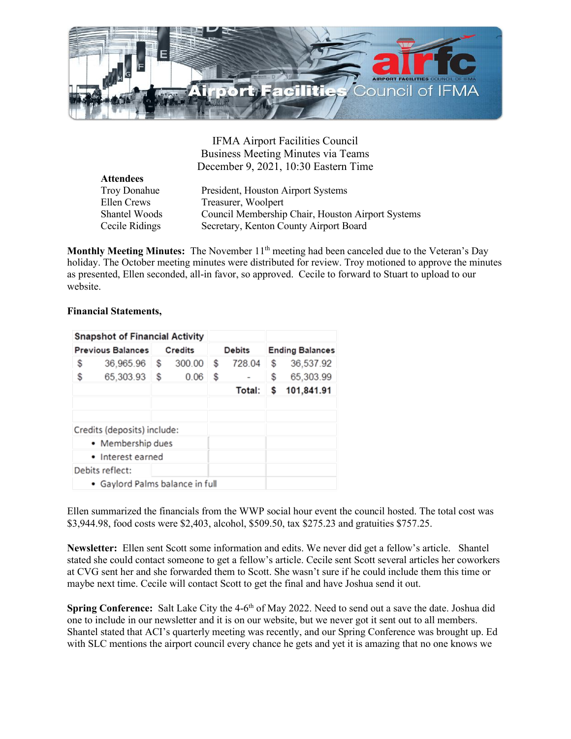IFMA Airport Facilities Council
Business Meeting Minutes via Teams
December 9, 2021, 10:30 Eastern Time

**Attendees**

| | |
|---|---|
| Troy Donahue | President, Houston Airport Systems |
| Ellen Crews | Treasurer, Woolpert |
| Shantel Woods | Council Membership Chair, Houston Airport Systems |
| Cecile Ridings | Secretary, Kenton County Airport Board |

**Monthly Meeting Minutes:** The November 11th meeting had been canceled due to the Veteran's Day holiday. The October meeting minutes were distributed for review. Troy motioned to approve the minutes as presented, Ellen seconded, all-in favor, so approved. Cecile to forward to Stuart to upload to our website.

**Financial Statements,**

| Snapshot of Financial Activity | | | |
|---|---|---|---|
| Previous Balances | Credits | Debits | Ending Balances |
| $ 36,965.96 | $ 300.00 | $ 728.04 | $ 36,537.92 |
| $ 65,303.93 | $ 0.06 | $ - | $ 65,303.99 |
| | | Total: | **$ 101,841.91** |

Credits (deposits) include:
- Membership dues
- Interest earned

Debits reflect:
- Gaylord Palms balance in full

Ellen summarized the financials from the WWP social hour event the council hosted. The total cost was $3,944.98, food costs were $2,403, alcohol, $509.50, tax $275.23 and gratuities $757.25.

**Newsletter:** Ellen sent Scott some information and edits. We never did get a fellow's article. Shantel stated she could contact someone to get a fellow's article. Cecile sent Scott several articles her coworkers at CVG sent her and she forwarded them to Scott. She wasn't sure if he could include them this time or maybe next time. Cecile will contact Scott to get the final and have Joshua send it out.

**Spring Conference:** Salt Lake City the 4-6th of May 2022. Need to send out a save the date. Joshua did one to include in our newsletter and it is on our website, but we never got it sent out to all members. Shantel stated that ACI's quarterly meeting was recently, and our Spring Conference was brought up. Ed with SLC mentions the airport council every chance he gets and yet it is amazing that no one knows we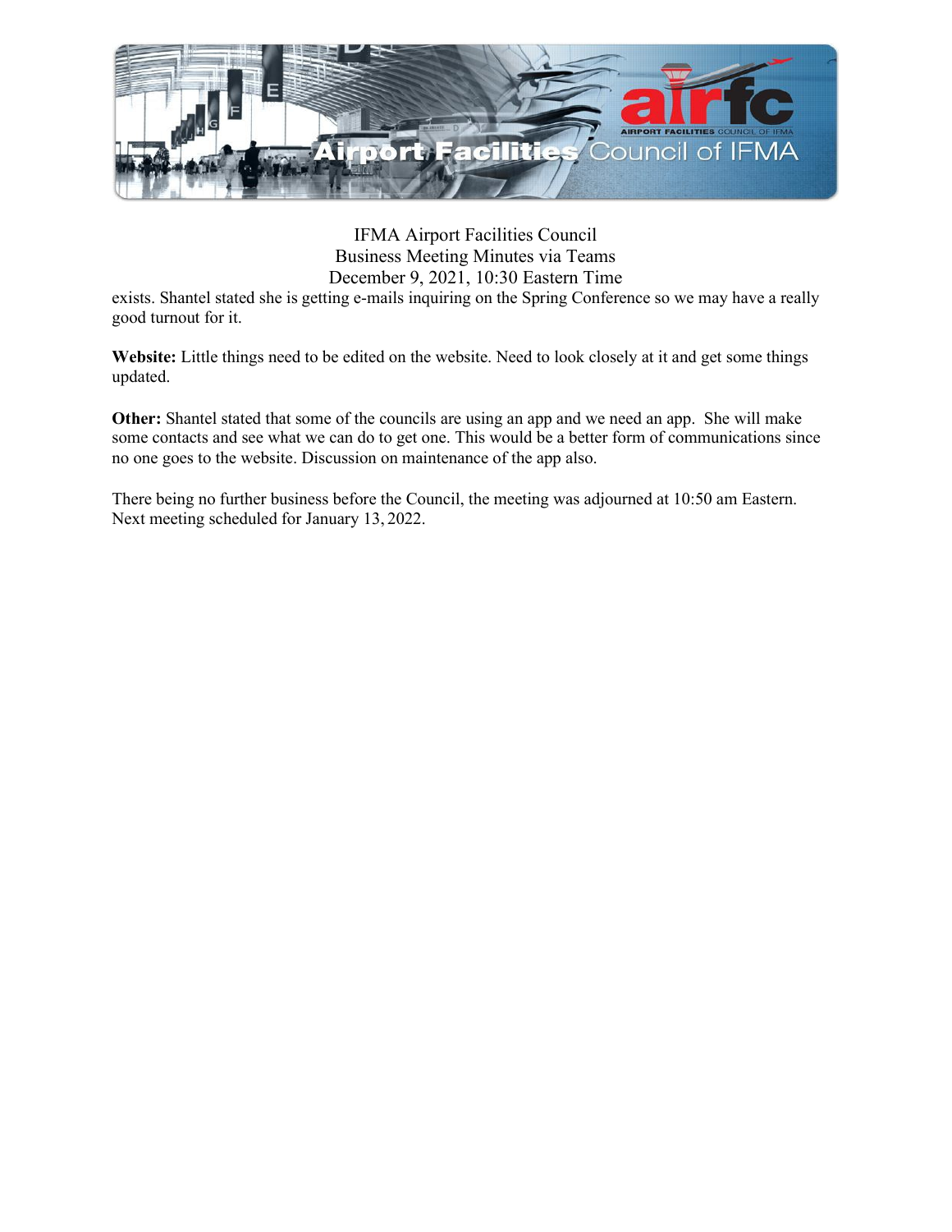IFMA Airport Facilities Council
Business Meeting Minutes via Teams
December 9, 2021, 10:30 Eastern Time

exists. Shantel stated she is getting e-mails inquiring on the Spring Conference so we may have a really good turnout for it.

**Website:** Little things need to be edited on the website. Need to look closely at it and get some things updated.

**Other:** Shantel stated that some of the councils are using an app and we need an app. She will make some contacts and see what we can do to get one. This would be a better form of communications since no one goes to the website. Discussion on maintenance of the app also.

There being no further business before the Council, the meeting was adjourned at 10:50 am Eastern. Next meeting scheduled for January 13, 2022.